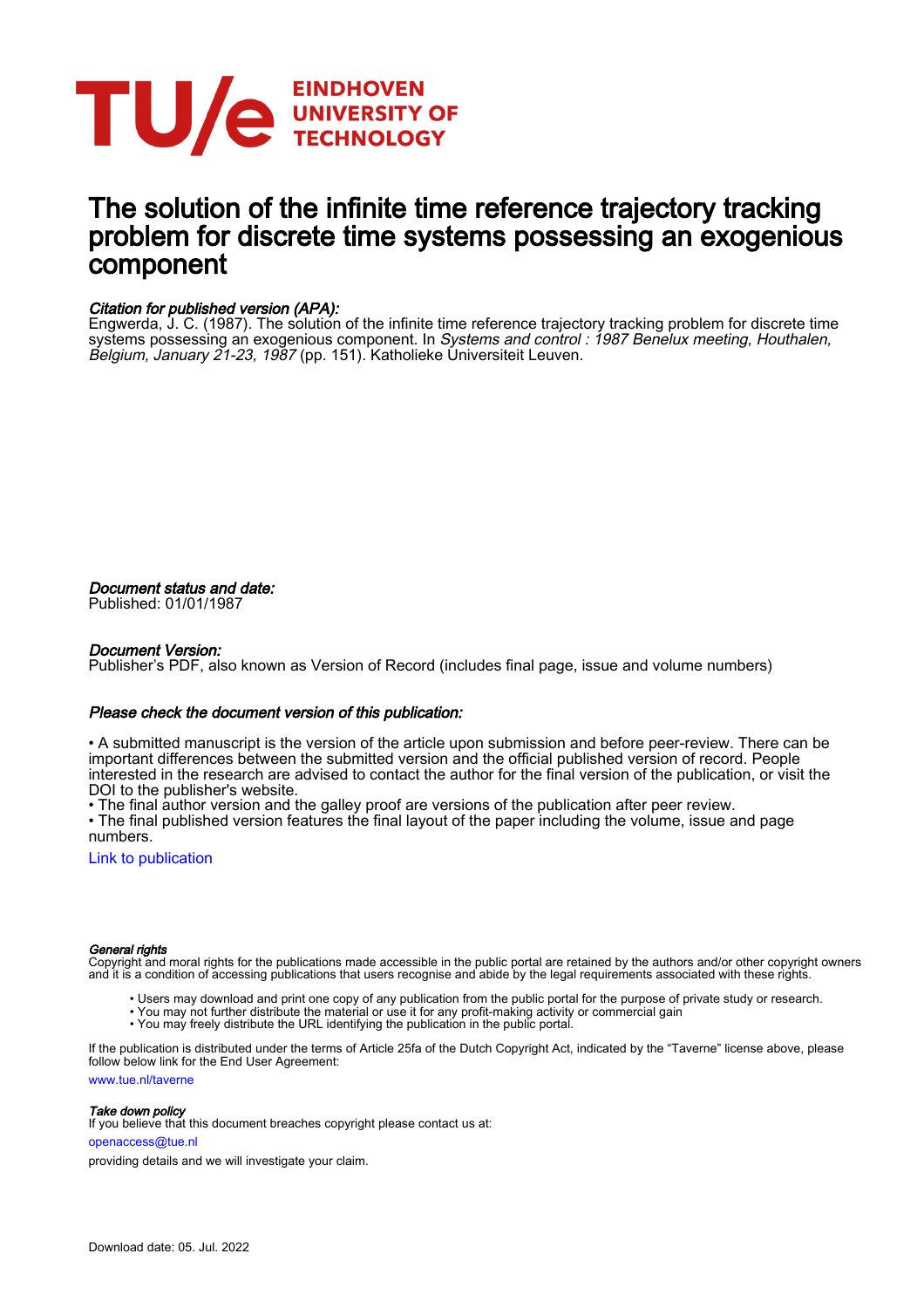# The solution of the infinite time reference trajectory tracking problem for discrete time systems possessing an exogenious component

***Citation for published version (APA):***

Engwerda, J. C. (1987). The solution of the infinite time reference trajectory tracking problem for discrete time systems possessing an exogenious component. In *Systems and control : 1987 Benelux meeting, Houthalen, Belgium, January 21-23, 1987* (pp. 151). Katholieke Universiteit Leuven.

***Document status and date:***

Published: 01/01/1987

***Document Version:***

Publisher's PDF, also known as Version of Record (includes final page, issue and volume numbers)

***Please check the document version of this publication:***

• A submitted manuscript is the version of the article upon submission and before peer-review. There can be important differences between the submitted version and the official published version of record. People interested in the research are advised to contact the author for the final version of the publication, or visit the DOI to the publisher's website.
• The final author version and the galley proof are versions of the publication after peer review.
• The final published version features the final layout of the paper including the volume, issue and page numbers.

Link to publication

***General rights***

Copyright and moral rights for the publications made accessible in the public portal are retained by the authors and/or other copyright owners and it is a condition of accessing publications that users recognise and abide by the legal requirements associated with these rights.

- Users may download and print one copy of any publication from the public portal for the purpose of private study or research.
- You may not further distribute the material or use it for any profit-making activity or commercial gain
- You may freely distribute the URL identifying the publication in the public portal.

If the publication is distributed under the terms of Article 25fa of the Dutch Copyright Act, indicated by the "Taverne" license above, please follow below link for the End User Agreement:

www.tue.nl/taverne

***Take down policy***

If you believe that this document breaches copyright please contact us at:

openaccess@tue.nl

providing details and we will investigate your claim.

Download date: 05. Jul. 2022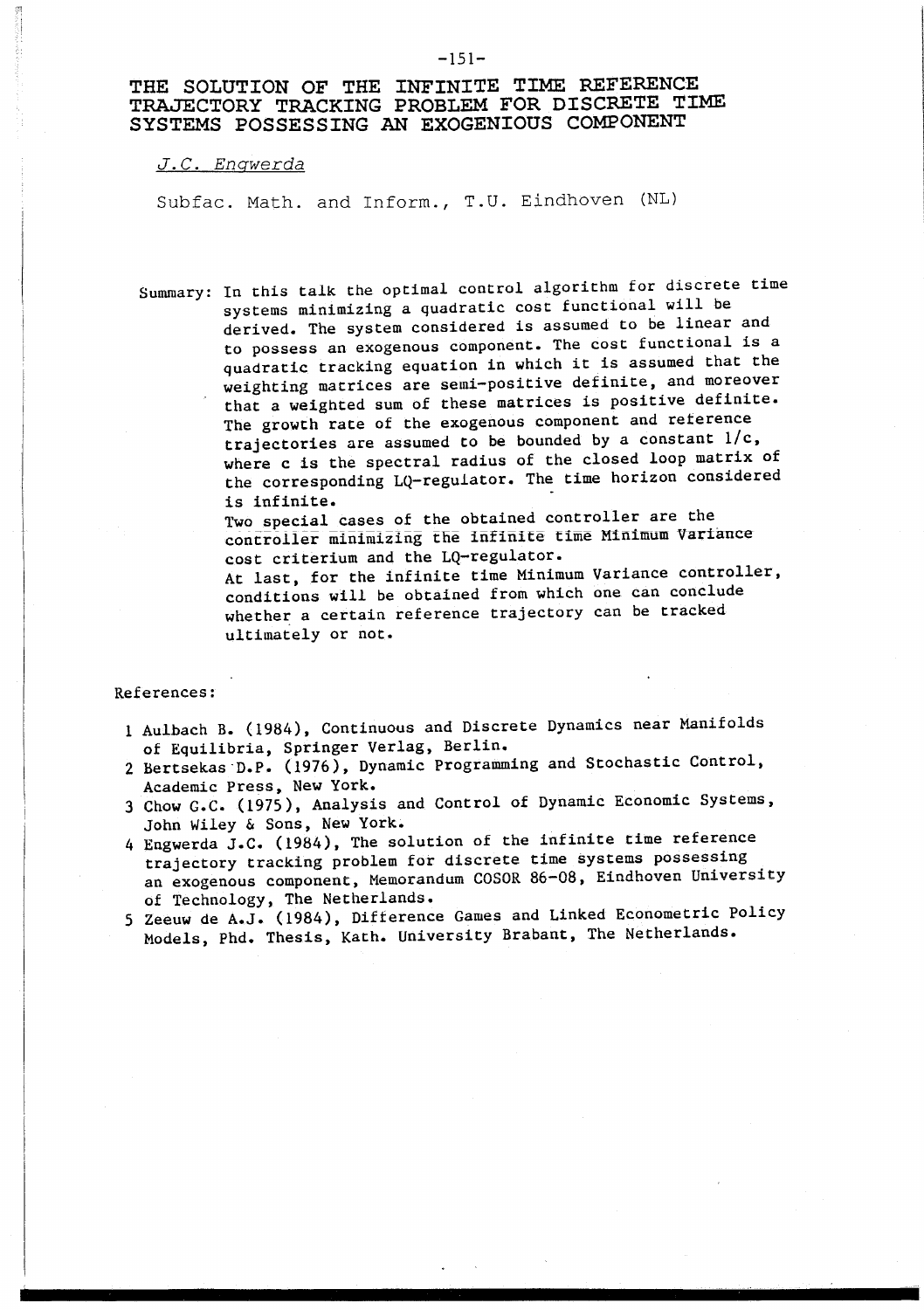# THE SOLUTION OF THE INFINITE TIME REFERENCE TRAJECTORY TRACKING PROBLEM FOR DISCRETE TIME SYSTEMS POSSESSING AN EXOGENIOUS COMPONENT

*J.C. Engwerda*

Subfac. Math. and Inform., T.U. Eindhoven (NL)

Summary: In this talk the optimal control algorithm for discrete time systems minimizing a quadratic cost functional will be derived. The system considered is assumed to be linear and to possess an exogenous component. The cost functional is a quadratic tracking equation in which it is assumed that the weighting matrices are semi-positive definite, and moreover that a weighted sum of these matrices is positive definite. The growth rate of the exogenous component and reference trajectories are assumed to be bounded by a constant $1/c$, where c is the spectral radius of the closed loop matrix of the corresponding LQ-regulator. The time horizon considered is infinite.

Two special cases of the obtained controller are the controller minimizing the infinite time Minimum Variance cost criterium and the LQ-regulator.

At last, for the infinite time Minimum Variance controller, conditions will be obtained from which one can conclude whether a certain reference trajectory can be tracked ultimately or not.

References:

1. Aulbach B. (1984), Continuous and Discrete Dynamics near Manifolds of Equilibria, Springer Verlag, Berlin.
2. Bertsekas D.P. (1976), Dynamic Programming and Stochastic Control, Academic Press, New York.
3. Chow G.C. (1975), Analysis and Control of Dynamic Economic Systems, John Wiley & Sons, New York.
4. Engwerda J.C. (1984), The solution of the infinite time reference trajectory tracking problem for discrete time systems possessing an exogenous component, Memorandum COSOR 86-08, Eindhoven University of Technology, The Netherlands.
5. Zeeuw de A.J. (1984), Difference Games and Linked Econometric Policy Models, Phd. Thesis, Kath. University Brabant, The Netherlands.